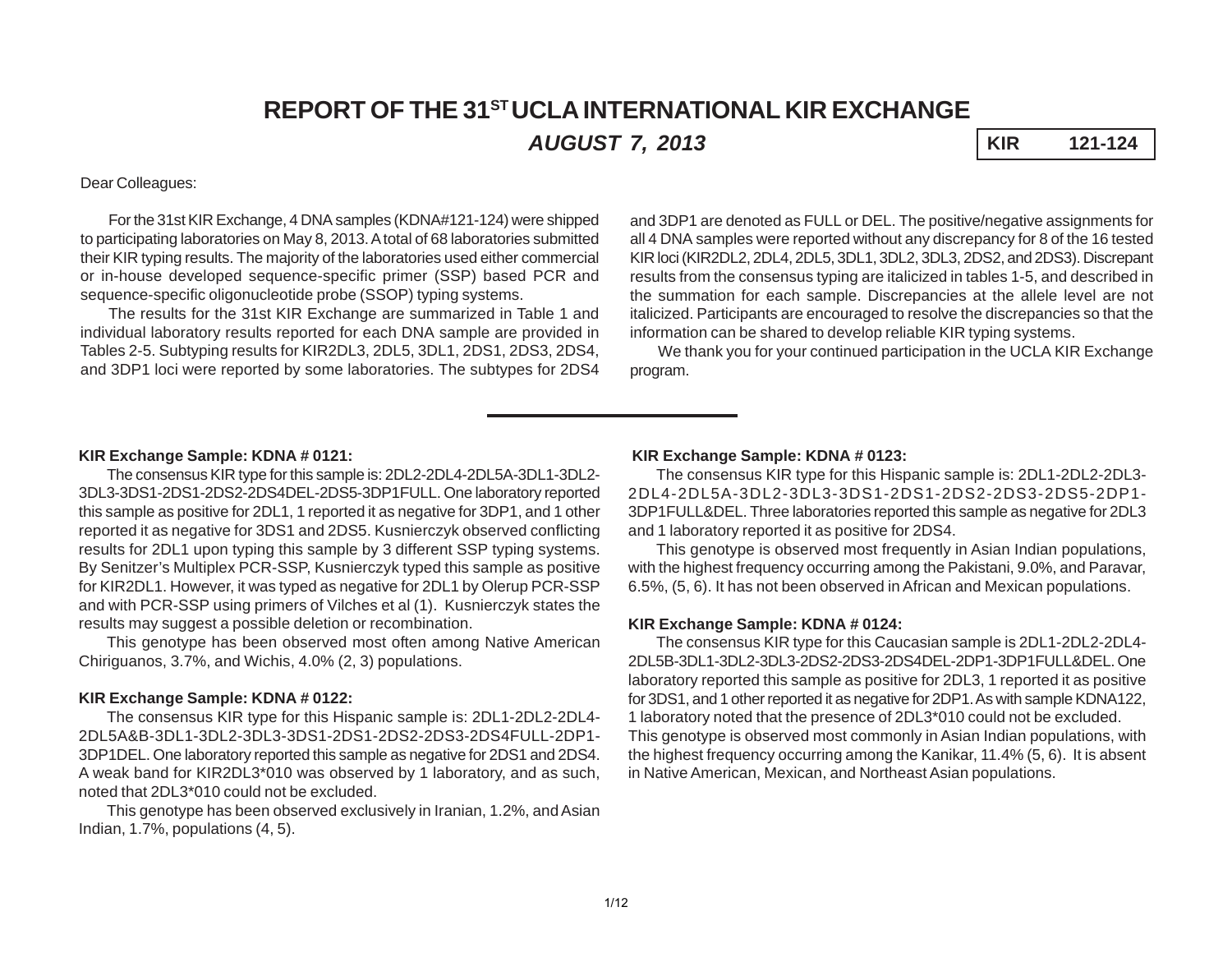# REPORT OF THE 31ST UCLA INTERNATIONAL KIR EXCHANGE

***AUGUST 7, 2013***

| KIR | 121-124 |
|---|---|

Dear Colleagues:

For the 31st KIR Exchange, 4 DNA samples (KDNA#121-124) were shipped to participating laboratories on May 8, 2013. A total of 68 laboratories submitted their KIR typing results. The majority of the laboratories used either commercial or in-house developed sequence-specific primer (SSP) based PCR and sequence-specific oligonucleotide probe (SSOP) typing systems.

The results for the 31st KIR Exchange are summarized in Table 1 and individual laboratory results reported for each DNA sample are provided in Tables 2-5. Subtyping results for KIR2DL3, 2DL5, 3DL1, 2DS1, 2DS3, 2DS4, and 3DP1 loci were reported by some laboratories. The subtypes for 2DS4 and 3DP1 are denoted as FULL or DEL. The positive/negative assignments for all 4 DNA samples were reported without any discrepancy for 8 of the 16 tested KIR loci (KIR2DL2, 2DL4, 2DL5, 3DL1, 3DL2, 3DL3, 2DS2, and 2DS3). Discrepant results from the consensus typing are italicized in tables 1-5, and described in the summation for each sample. Discrepancies at the allele level are not italicized. Participants are encouraged to resolve the discrepancies so that the information can be shared to develop reliable KIR typing systems.

We thank you for your continued participation in the UCLA KIR Exchange program.

---

**KIR Exchange Sample: KDNA # 0121:**

The consensus KIR type for this sample is: 2DL2-2DL4-2DL5A-3DL1-3DL2-3DL3-3DS1-2DS1-2DS2-2DS4DEL-2DS5-3DP1FULL. One laboratory reported this sample as positive for 2DL1, 1 reported it as negative for 3DP1, and 1 other reported it as negative for 3DS1 and 2DS5. Kusnierczyk observed conflicting results for 2DL1 upon typing this sample by 3 different SSP typing systems. By Senitzer's Multiplex PCR-SSP, Kusnierczyk typed this sample as positive for KIR2DL1. However, it was typed as negative for 2DL1 by Olerup PCR-SSP and with PCR-SSP using primers of Vilches et al (1). Kusnierczyk states the results may suggest a possible deletion or recombination.

This genotype has been observed most often among Native American Chiriguanos, 3.7%, and Wichis, 4.0% (2, 3) populations.

**KIR Exchange Sample: KDNA # 0122:**

The consensus KIR type for this Hispanic sample is: 2DL1-2DL2-2DL4-2DL5A&B-3DL1-3DL2-3DL3-3DS1-2DS1-2DS2-2DS3-2DS4FULL-2DP1-3DP1DEL. One laboratory reported this sample as negative for 2DS1 and 2DS4. A weak band for KIR2DL3*010 was observed by 1 laboratory, and as such, noted that 2DL3*010 could not be excluded.

This genotype has been observed exclusively in Iranian, 1.2%, and Asian Indian, 1.7%, populations (4, 5).

**KIR Exchange Sample: KDNA # 0123:**

The consensus KIR type for this Hispanic sample is: 2DL1-2DL2-2DL3-2DL4-2DL5A-3DL2-3DL3-3DS1-2DS1-2DS2-2DS3-2DS5-2DP1-3DP1FULL&DEL. Three laboratories reported this sample as negative for 2DL3 and 1 laboratory reported it as positive for 2DS4.

This genotype is observed most frequently in Asian Indian populations, with the highest frequency occurring among the Pakistani, 9.0%, and Paravar, 6.5%, (5, 6). It has not been observed in African and Mexican populations.

**KIR Exchange Sample: KDNA # 0124:**

The consensus KIR type for this Caucasian sample is 2DL1-2DL2-2DL4-2DL5B-3DL1-3DL2-3DL3-2DS2-2DS3-2DS4DEL-2DP1-3DP1FULL&DEL. One laboratory reported this sample as positive for 2DL3, 1 reported it as positive for 3DS1, and 1 other reported it as negative for 2DP1. As with sample KDNA122, 1 laboratory noted that the presence of 2DL3*010 could not be excluded. This genotype is observed most commonly in Asian Indian populations, with the highest frequency occurring among the Kanikar, 11.4% (5, 6). It is absent in Native American, Mexican, and Northeast Asian populations.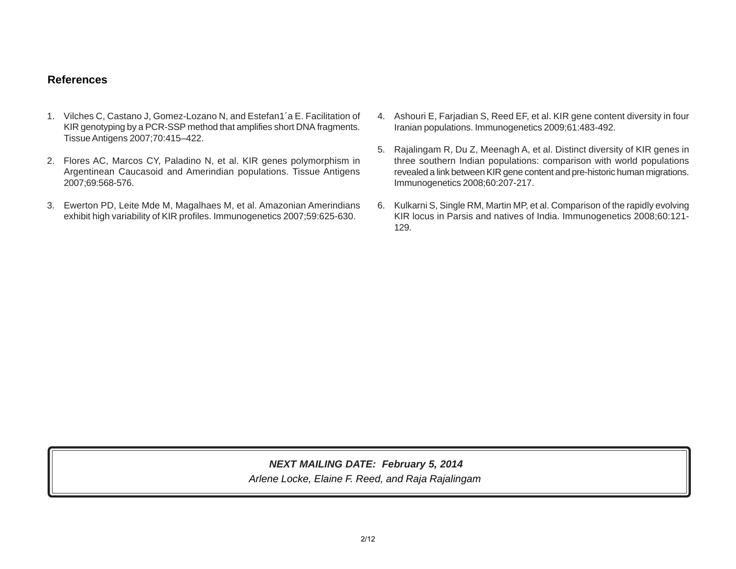## References

1. Vilches C, Castano J, Gomez-Lozano N, and Estefan1´a E. Facilitation of KIR genotyping by a PCR-SSP method that amplifies short DNA fragments. Tissue Antigens 2007;70:415–422.

2. Flores AC, Marcos CY, Paladino N, et al. KIR genes polymorphism in Argentinean Caucasoid and Amerindian populations. Tissue Antigens 2007;69:568-576.

3. Ewerton PD, Leite Mde M, Magalhaes M, et al. Amazonian Amerindians exhibit high variability of KIR profiles. Immunogenetics 2007;59:625-630.

4. Ashouri E, Farjadian S, Reed EF, et al. KIR gene content diversity in four Iranian populations. Immunogenetics 2009;61:483-492.

5. Rajalingam R, Du Z, Meenagh A, et al. Distinct diversity of KIR genes in three southern Indian populations: comparison with world populations revealed a link between KIR gene content and pre-historic human migrations. Immunogenetics 2008;60:207-217.

6. Kulkarni S, Single RM, Martin MP, et al. Comparison of the rapidly evolving KIR locus in Parsis and natives of India. Immunogenetics 2008;60:121-129.

***NEXT MAILING DATE: February 5, 2014***

*Arlene Locke, Elaine F. Reed, and Raja Rajalingam*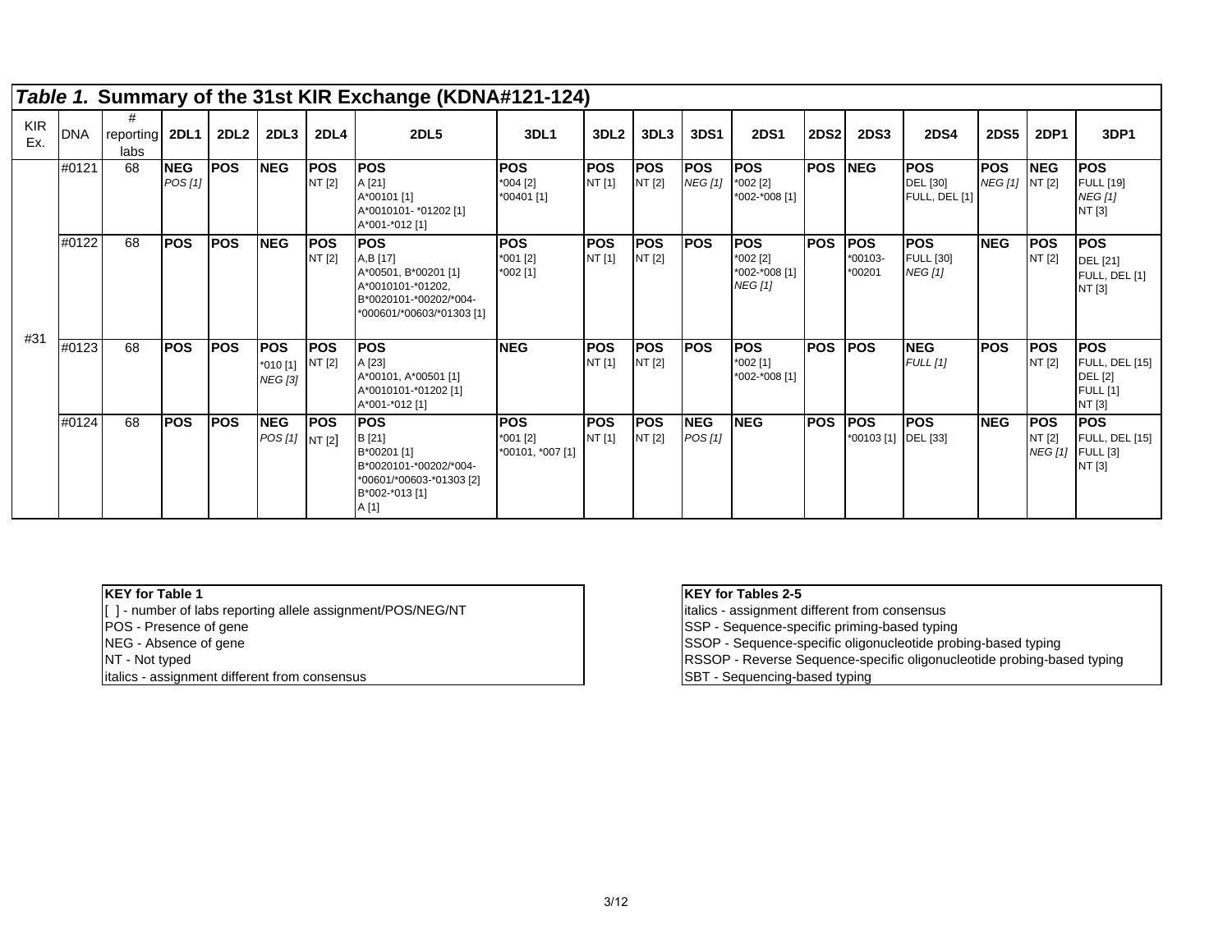## *Table 1.* Summary of the 31st KIR Exchange (KDNA#121-124)

| KIR Ex. | DNA | # reporting labs | 2DL1 | 2DL2 | 2DL3 | 2DL4 | 2DL5 | 3DL1 | 3DL2 | 3DL3 | 3DS1 | 2DS1 | 2DS2 | 2DS3 | 2DS4 | 2DS5 | 2DP1 | 3DP1 |
|---|---|---|---|---|---|---|---|---|---|---|---|---|---|---|---|---|---|---|
| #31 | #0121 | 68 | **NEG** *POS [1]* | **POS** | **NEG** | **POS** NT [2] | **POS** A [21] A*00101 [1] A*0010101- *01202 [1] A*001-*012 [1] | **POS** *004 [2] *00401 [1] | **POS** NT [1] | **POS** NT [2] | **POS** *NEG [1]* | **POS** *002 [2] *002-*008 [1] | **POS** | **NEG** | **POS** DEL [30] FULL, DEL [1] | **POS** *NEG [1]* | **NEG** NT [2] | **POS** FULL [19] *NEG [1]* NT [3] |
| | #0122 | 68 | **POS** | **POS** | **NEG** | **POS** NT [2] | **POS** A,B [17] A*00501, B*00201 [1] A*0010101-*01202, B*0020101-*00202/*004-*000601/*00603/*01303 [1] | **POS** *001 [2] *002 [1] | **POS** NT [1] | **POS** NT [2] | **POS** | **POS** *002 [2] *002-*008 [1] *NEG [1]* | **POS** | **POS** *00103-*00201 | **POS** FULL [30] *NEG [1]* | **NEG** | **POS** NT [2] | **POS** DEL [21] FULL, DEL [1] NT [3] |
| | #0123 | 68 | **POS** | **POS** | **POS** *010 [1] *NEG [3]* | **POS** NT [2] | **POS** A [23] A*00101, A*00501 [1] A*0010101-*01202 [1] A*001-*012 [1] | **NEG** | **POS** NT [1] | **POS** NT [2] | **POS** | **POS** *002 [1] *002-*008 [1] | **POS** | **POS** | **NEG** *FULL [1]* | **POS** | **POS** NT [2] | **POS** FULL, DEL [15] DEL [2] FULL [1] NT [3] |
| | #0124 | 68 | **POS** | **POS** | **NEG** *POS [1]* | **POS** NT [2] | **POS** B [21] B*00201 [1] B*0020101-*00202/*004-*00601/*00603-*01303 [2] B*002-*013 [1] A [1] | **POS** *001 [2] *00101, *007 [1] | **POS** NT [1] | **POS** NT [2] | **NEG** *POS [1]* | **NEG** | **POS** | **POS** *00103 [1] | **POS** DEL [33] | **NEG** | **POS** NT [2] *NEG [1]* | **POS** FULL, DEL [15] FULL [3] NT [3] |

| KEY for Table 1 |
|---|
| [ ] - number of labs reporting allele assignment/POS/NEG/NT |
| POS - Presence of gene |
| NEG - Absence of gene |
| NT - Not typed |
| *italics - assignment different from consensus* |

| KEY for Tables 2-5 |
|---|
| *italics - assignment different from consensus* |
| SSP - Sequence-specific priming-based typing |
| SSOP - Sequence-specific oligonucleotide probing-based typing |
| RSSOP - Reverse Sequence-specific oligonucleotide probing-based typing |
| SBT - Sequencing-based typing |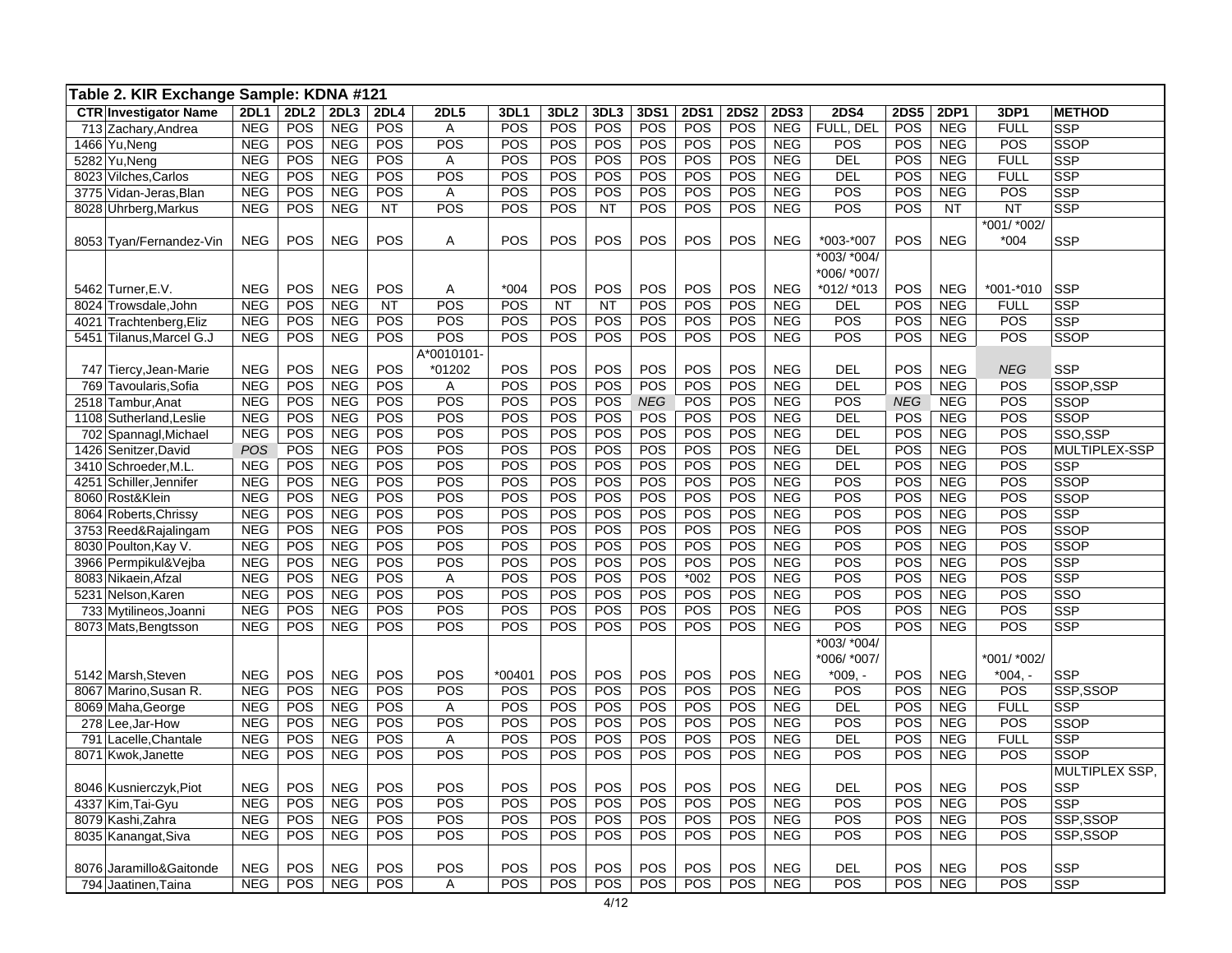**Table 2. KIR Exchange Sample: KDNA #121**

| CTR | Investigator Name | 2DL1 | 2DL2 | 2DL3 | 2DL4 | 2DL5 | 3DL1 | 3DL2 | 3DL3 | 3DS1 | 2DS1 | 2DS2 | 2DS3 | 2DS4 | 2DS5 | 2DP1 | 3DP1 | METHOD |
|---|---|---|---|---|---|---|---|---|---|---|---|---|---|---|---|---|---|---|
| 713 | Zachary,Andrea | NEG | POS | NEG | POS | A | POS | POS | POS | POS | POS | POS | NEG | FULL, DEL | POS | NEG | FULL | SSP |
| 1466 | Yu,Neng | NEG | POS | NEG | POS | POS | POS | POS | POS | POS | POS | POS | NEG | POS | POS | NEG | POS | SSOP |
| 5282 | Yu,Neng | NEG | POS | NEG | POS | A | POS | POS | POS | POS | POS | POS | NEG | DEL | POS | NEG | FULL | SSP |
| 8023 | Vilches,Carlos | NEG | POS | NEG | POS | POS | POS | POS | POS | POS | POS | POS | NEG | DEL | POS | NEG | FULL | SSP |
| 3775 | Vidan-Jeras,Blan | NEG | POS | NEG | POS | A | POS | POS | POS | POS | POS | POS | NEG | POS | POS | NEG | POS | SSP |
| 8028 | Uhrberg,Markus | NEG | POS | NEG | NT | POS | POS | POS | NT | POS | POS | POS | NEG | POS | POS | NT | NT | SSP |
| 8053 | Tyan/Fernandez-Vin | NEG | POS | NEG | POS | A | POS | POS | POS | POS | POS | POS | NEG | *003-*007 | POS | NEG | *001/ *002/ *004 | SSP |
| 5462 | Turner,E.V. | NEG | POS | NEG | POS | A | *004 | POS | POS | POS | POS | POS | NEG | *003/ *004/ *006/ *007/ *012/ *013 | POS | NEG | *001-*010 | SSP |
| 8024 | Trowsdale,John | NEG | POS | NEG | NT | POS | POS | NT | NT | POS | POS | POS | NEG | DEL | POS | NEG | FULL | SSP |
| 4021 | Trachtenberg,Eliz | NEG | POS | NEG | POS | POS | POS | POS | POS | POS | POS | POS | NEG | POS | POS | NEG | POS | SSP |
| 5451 | Tilanus,Marcel G.J | NEG | POS | NEG | POS | POS | POS | POS | POS | POS | POS | POS | NEG | POS | POS | NEG | POS | SSOP |
| 747 | Tiercy,Jean-Marie | NEG | POS | NEG | POS | A*0010101-*01202 | POS | POS | POS | POS | POS | POS | NEG | DEL | POS | NEG | *NEG* | SSP |
| 769 | Tavoularis,Sofia | NEG | POS | NEG | POS | A | POS | POS | POS | POS | POS | POS | NEG | DEL | POS | NEG | POS | SSOP,SSP |
| 2518 | Tambur,Anat | NEG | POS | NEG | POS | POS | POS | POS | POS | *NEG* | POS | POS | NEG | POS | *NEG* | NEG | POS | SSOP |
| 1108 | Sutherland,Leslie | NEG | POS | NEG | POS | POS | POS | POS | POS | POS | POS | POS | NEG | DEL | POS | NEG | POS | SSOP |
| 702 | Spannagl,Michael | NEG | POS | NEG | POS | POS | POS | POS | POS | POS | POS | POS | NEG | DEL | POS | NEG | POS | SSO,SSP |
| 1426 | Senitzer,David | *POS* | POS | NEG | POS | POS | POS | POS | POS | POS | POS | POS | NEG | DEL | POS | NEG | POS | MULTIPLEX-SSP |
| 3410 | Schroeder,M.L. | NEG | POS | NEG | POS | POS | POS | POS | POS | POS | POS | POS | NEG | DEL | POS | NEG | POS | SSP |
| 4251 | Schiller,Jennifer | NEG | POS | NEG | POS | POS | POS | POS | POS | POS | POS | POS | NEG | POS | POS | NEG | POS | SSOP |
| 8060 | Rost&Klein | NEG | POS | NEG | POS | POS | POS | POS | POS | POS | POS | POS | NEG | POS | POS | NEG | POS | SSOP |
| 8064 | Roberts,Chrissy | NEG | POS | NEG | POS | POS | POS | POS | POS | POS | POS | POS | NEG | POS | POS | NEG | POS | SSP |
| 3753 | Reed&Rajalingam | NEG | POS | NEG | POS | POS | POS | POS | POS | POS | POS | POS | NEG | POS | POS | NEG | POS | SSOP |
| 8030 | Poulton,Kay V. | NEG | POS | NEG | POS | POS | POS | POS | POS | POS | POS | POS | NEG | POS | POS | NEG | POS | SSOP |
| 3966 | Permpikul&Vejba | NEG | POS | NEG | POS | POS | POS | POS | POS | POS | POS | POS | NEG | POS | POS | NEG | POS | SSP |
| 8083 | Nikaein,Afzal | NEG | POS | NEG | POS | A | POS | POS | POS | POS | *002 | POS | NEG | POS | POS | NEG | POS | SSP |
| 5231 | Nelson,Karen | NEG | POS | NEG | POS | POS | POS | POS | POS | POS | POS | POS | NEG | POS | POS | NEG | POS | SSO |
| 733 | Mytilineos,Joanni | NEG | POS | NEG | POS | POS | POS | POS | POS | POS | POS | POS | NEG | POS | POS | NEG | POS | SSP |
| 8073 | Mats,Bengtsson | NEG | POS | NEG | POS | POS | POS | POS | POS | POS | POS | POS | NEG | POS | POS | NEG | POS | SSP |
| 5142 | Marsh,Steven | NEG | POS | NEG | POS | POS | *00401 | POS | POS | POS | POS | POS | NEG | *003/ *004/ *006/ *007/ *009, - | POS | NEG | *001/ *002/ *004, - | SSP |
| 8067 | Marino,Susan R. | NEG | POS | NEG | POS | POS | POS | POS | POS | POS | POS | POS | NEG | POS | POS | NEG | POS | SSP,SSOP |
| 8069 | Maha,George | NEG | POS | NEG | POS | A | POS | POS | POS | POS | POS | POS | NEG | DEL | POS | NEG | FULL | SSP |
| 278 | Lee,Jar-How | NEG | POS | NEG | POS | POS | POS | POS | POS | POS | POS | POS | NEG | POS | POS | NEG | POS | SSOP |
| 791 | Lacelle,Chantale | NEG | POS | NEG | POS | A | POS | POS | POS | POS | POS | POS | NEG | DEL | POS | NEG | FULL | SSP |
| 8071 | Kwok,Janette | NEG | POS | NEG | POS | POS | POS | POS | POS | POS | POS | POS | NEG | POS | POS | NEG | POS | SSOP |
| 8046 | Kusnierczyk,Piot | NEG | POS | NEG | POS | POS | POS | POS | POS | POS | POS | POS | NEG | DEL | POS | NEG | POS | MULTIPLEX SSP, SSP |
| 4337 | Kim,Tai-Gyu | NEG | POS | NEG | POS | POS | POS | POS | POS | POS | POS | POS | NEG | POS | POS | NEG | POS | SSP |
| 8079 | Kashi,Zahra | NEG | POS | NEG | POS | POS | POS | POS | POS | POS | POS | POS | NEG | POS | POS | NEG | POS | SSP,SSOP |
| 8035 | Kanangat,Siva | NEG | POS | NEG | POS | POS | POS | POS | POS | POS | POS | POS | NEG | POS | POS | NEG | POS | SSP,SSOP |
| 8076 | Jaramillo&Gaitonde | NEG | POS | NEG | POS | POS | POS | POS | POS | POS | POS | POS | NEG | DEL | POS | NEG | POS | SSP |
| 794 | Jaatinen,Taina | NEG | POS | NEG | POS | A | POS | POS | POS | POS | POS | POS | NEG | POS | POS | NEG | POS | SSP |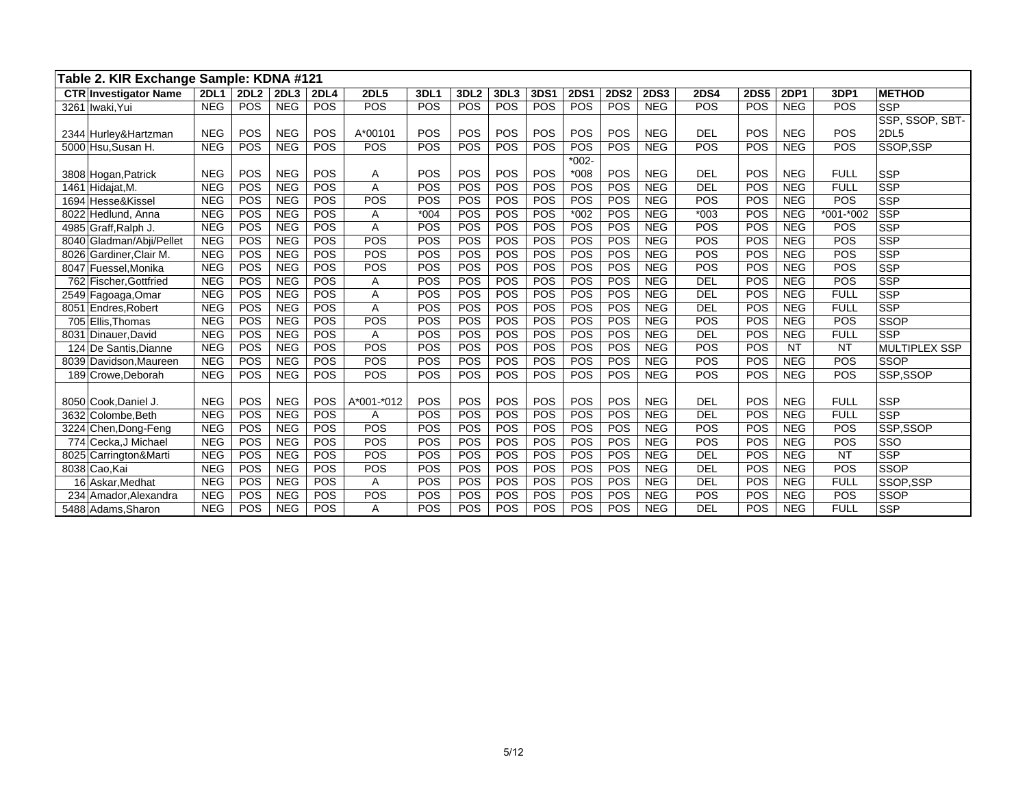## Table 2. KIR Exchange Sample: KDNA #121

| CTR | Investigator Name | 2DL1 | 2DL2 | 2DL3 | 2DL4 | 2DL5 | 3DL1 | 3DL2 | 3DL3 | 3DS1 | 2DS1 | 2DS2 | 2DS3 | 2DS4 | 2DS5 | 2DP1 | 3DP1 | METHOD |
|---|---|---|---|---|---|---|---|---|---|---|---|---|---|---|---|---|---|---|
| 3261 | Iwaki,Yui | NEG | POS | NEG | POS | POS | POS | POS | POS | POS | POS | POS | NEG | POS | POS | NEG | POS | SSP |
| 2344 | Hurley&Hartzman | NEG | POS | NEG | POS | A*00101 | POS | POS | POS | POS | POS | POS | NEG | DEL | POS | NEG | POS | SSP, SSOP, SBT-2DL5 |
| 5000 | Hsu,Susan H. | NEG | POS | NEG | POS | POS | POS | POS | POS | POS | POS | POS | NEG | POS | POS | NEG | POS | SSOP,SSP |
| 3808 | Hogan,Patrick | NEG | POS | NEG | POS | A | POS | POS | POS | POS | *002-*008 | POS | NEG | DEL | POS | NEG | FULL | SSP |
| 1461 | Hidajat,M. | NEG | POS | NEG | POS | A | POS | POS | POS | POS | POS | POS | NEG | DEL | POS | NEG | FULL | SSP |
| 1694 | Hesse&Kissel | NEG | POS | NEG | POS | POS | POS | POS | POS | POS | POS | POS | NEG | POS | POS | NEG | POS | SSP |
| 8022 | Hedlund, Anna | NEG | POS | NEG | POS | A | *004 | POS | POS | POS | *002 | POS | NEG | *003 | POS | NEG | *001-*002 | SSP |
| 4985 | Graff,Ralph J. | NEG | POS | NEG | POS | A | POS | POS | POS | POS | POS | POS | NEG | POS | POS | NEG | POS | SSP |
| 8040 | Gladman/Abji/Pellet | NEG | POS | NEG | POS | POS | POS | POS | POS | POS | POS | POS | NEG | POS | POS | NEG | POS | SSP |
| 8026 | Gardiner,Clair M. | NEG | POS | NEG | POS | POS | POS | POS | POS | POS | POS | POS | NEG | POS | POS | NEG | POS | SSP |
| 8047 | Fuessel,Monika | NEG | POS | NEG | POS | POS | POS | POS | POS | POS | POS | POS | NEG | POS | POS | NEG | POS | SSP |
| 762 | Fischer,Gottfried | NEG | POS | NEG | POS | A | POS | POS | POS | POS | POS | POS | NEG | DEL | POS | NEG | POS | SSP |
| 2549 | Fagoaga,Omar | NEG | POS | NEG | POS | A | POS | POS | POS | POS | POS | POS | NEG | DEL | POS | NEG | FULL | SSP |
| 8051 | Endres,Robert | NEG | POS | NEG | POS | A | POS | POS | POS | POS | POS | POS | NEG | DEL | POS | NEG | FULL | SSP |
| 705 | Ellis,Thomas | NEG | POS | NEG | POS | POS | POS | POS | POS | POS | POS | POS | NEG | POS | POS | NEG | POS | SSOP |
| 8031 | Dinauer,David | NEG | POS | NEG | POS | A | POS | POS | POS | POS | POS | POS | NEG | DEL | POS | NEG | FULL | SSP |
| 124 | De Santis,Dianne | NEG | POS | NEG | POS | POS | POS | POS | POS | POS | POS | POS | NEG | POS | POS | NT | NT | MULTIPLEX SSP |
| 8039 | Davidson,Maureen | NEG | POS | NEG | POS | POS | POS | POS | POS | POS | POS | POS | NEG | POS | POS | NEG | POS | SSOP |
| 189 | Crowe,Deborah | NEG | POS | NEG | POS | POS | POS | POS | POS | POS | POS | POS | NEG | POS | POS | NEG | POS | SSP,SSOP |
| 8050 | Cook,Daniel J. | NEG | POS | NEG | POS | A*001-*012 | POS | POS | POS | POS | POS | POS | NEG | DEL | POS | NEG | FULL | SSP |
| 3632 | Colombe,Beth | NEG | POS | NEG | POS | A | POS | POS | POS | POS | POS | POS | NEG | DEL | POS | NEG | FULL | SSP |
| 3224 | Chen,Dong-Feng | NEG | POS | NEG | POS | POS | POS | POS | POS | POS | POS | POS | NEG | POS | POS | NEG | POS | SSP,SSOP |
| 774 | Cecka,J Michael | NEG | POS | NEG | POS | POS | POS | POS | POS | POS | POS | POS | NEG | POS | POS | NEG | POS | SSO |
| 8025 | Carrington&Marti | NEG | POS | NEG | POS | POS | POS | POS | POS | POS | POS | POS | NEG | DEL | POS | NEG | NT | SSP |
| 8038 | Cao,Kai | NEG | POS | NEG | POS | POS | POS | POS | POS | POS | POS | POS | NEG | DEL | POS | NEG | POS | SSOP |
| 16 | Askar,Medhat | NEG | POS | NEG | POS | A | POS | POS | POS | POS | POS | POS | NEG | DEL | POS | NEG | FULL | SSOP,SSP |
| 234 | Amador,Alexandra | NEG | POS | NEG | POS | POS | POS | POS | POS | POS | POS | POS | NEG | POS | POS | NEG | POS | SSOP |
| 5488 | Adams,Sharon | NEG | POS | NEG | POS | A | POS | POS | POS | POS | POS | POS | NEG | DEL | POS | NEG | FULL | SSP |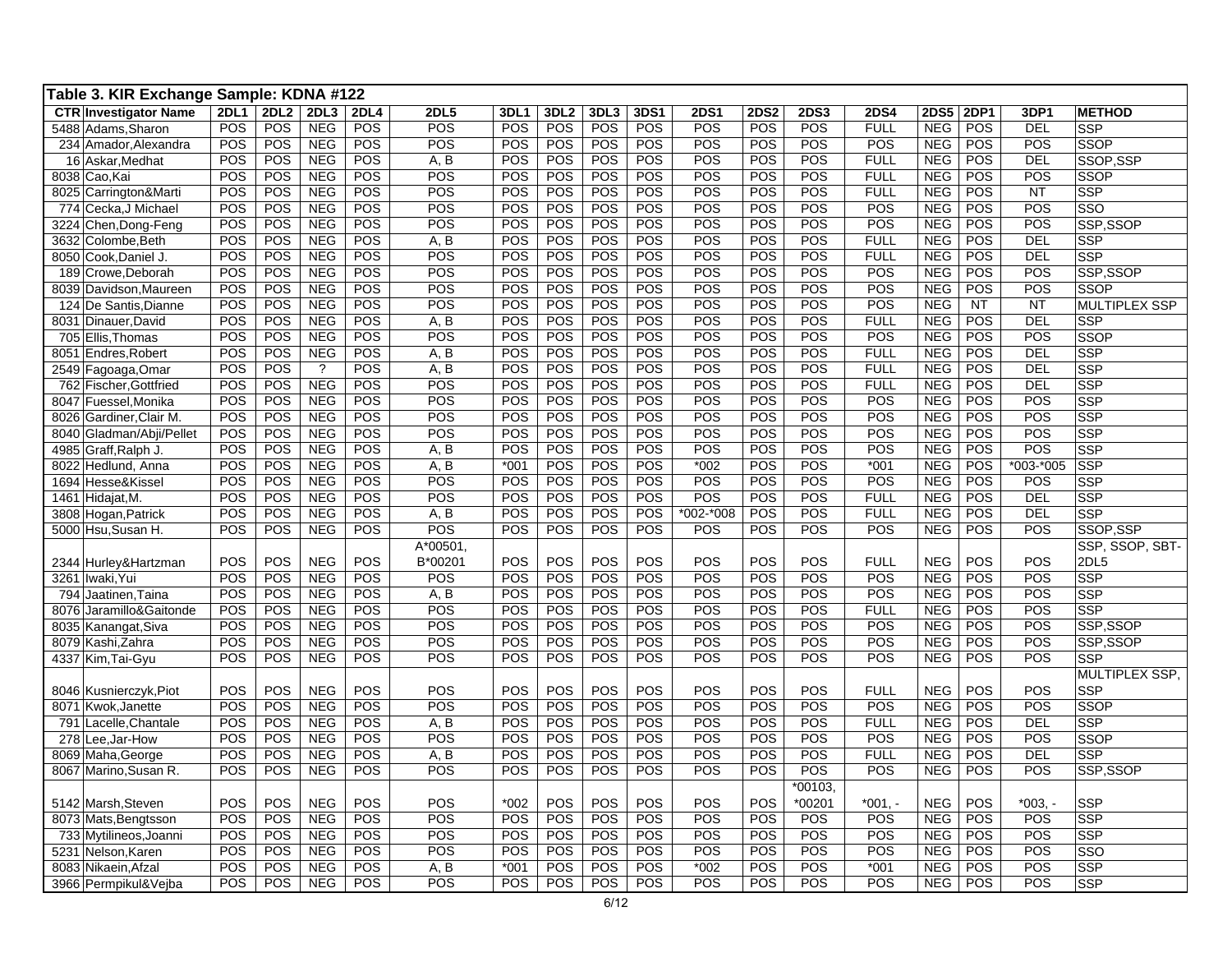**Table 3. KIR Exchange Sample: KDNA #122**

| CTR | Investigator Name | 2DL1 | 2DL2 | 2DL3 | 2DL4 | 2DL5 | 3DL1 | 3DL2 | 3DL3 | 3DS1 | 2DS1 | 2DS2 | 2DS3 | 2DS4 | 2DS5 | 2DP1 | 3DP1 | METHOD |
|---|---|---|---|---|---|---|---|---|---|---|---|---|---|---|---|---|---|---|
| 5488 | Adams,Sharon | POS | POS | NEG | POS | POS | POS | POS | POS | POS | POS | POS | POS | FULL | NEG | POS | DEL | SSP |
| 234 | Amador,Alexandra | POS | POS | NEG | POS | POS | POS | POS | POS | POS | POS | POS | POS | POS | NEG | POS | POS | SSOP |
| 16 | Askar,Medhat | POS | POS | NEG | POS | A, B | POS | POS | POS | POS | POS | POS | POS | FULL | NEG | POS | DEL | SSOP,SSP |
| 8038 | Cao,Kai | POS | POS | NEG | POS | POS | POS | POS | POS | POS | POS | POS | POS | FULL | NEG | POS | POS | SSOP |
| 8025 | Carrington&Marti | POS | POS | NEG | POS | POS | POS | POS | POS | POS | POS | POS | POS | FULL | NEG | POS | NT | SSP |
| 774 | Cecka,J Michael | POS | POS | NEG | POS | POS | POS | POS | POS | POS | POS | POS | POS | POS | NEG | POS | POS | SSO |
| 3224 | Chen,Dong-Feng | POS | POS | NEG | POS | POS | POS | POS | POS | POS | POS | POS | POS | POS | NEG | POS | POS | SSP,SSOP |
| 3632 | Colombe,Beth | POS | POS | NEG | POS | A, B | POS | POS | POS | POS | POS | POS | POS | FULL | NEG | POS | DEL | SSP |
| 8050 | Cook,Daniel J. | POS | POS | NEG | POS | POS | POS | POS | POS | POS | POS | POS | POS | FULL | NEG | POS | DEL | SSP |
| 189 | Crowe,Deborah | POS | POS | NEG | POS | POS | POS | POS | POS | POS | POS | POS | POS | POS | NEG | POS | POS | SSP,SSOP |
| 8039 | Davidson,Maureen | POS | POS | NEG | POS | POS | POS | POS | POS | POS | POS | POS | POS | POS | NEG | POS | POS | SSOP |
| 124 | De Santis,Dianne | POS | POS | NEG | POS | POS | POS | POS | POS | POS | POS | POS | POS | POS | NEG | NT | NT | MULTIPLEX SSP |
| 8031 | Dinauer,David | POS | POS | NEG | POS | A, B | POS | POS | POS | POS | POS | POS | POS | FULL | NEG | POS | DEL | SSP |
| 705 | Ellis,Thomas | POS | POS | NEG | POS | POS | POS | POS | POS | POS | POS | POS | POS | POS | NEG | POS | POS | SSOP |
| 8051 | Endres,Robert | POS | POS | NEG | POS | A, B | POS | POS | POS | POS | POS | POS | POS | FULL | NEG | POS | DEL | SSP |
| 2549 | Fagoaga,Omar | POS | POS | ? | POS | A, B | POS | POS | POS | POS | POS | POS | POS | FULL | NEG | POS | DEL | SSP |
| 762 | Fischer,Gottfried | POS | POS | NEG | POS | POS | POS | POS | POS | POS | POS | POS | POS | FULL | NEG | POS | DEL | SSP |
| 8047 | Fuessel,Monika | POS | POS | NEG | POS | POS | POS | POS | POS | POS | POS | POS | POS | POS | NEG | POS | POS | SSP |
| 8026 | Gardiner,Clair M. | POS | POS | NEG | POS | POS | POS | POS | POS | POS | POS | POS | POS | POS | NEG | POS | POS | SSP |
| 8040 | Gladman/Abji/Pellet | POS | POS | NEG | POS | POS | POS | POS | POS | POS | POS | POS | POS | POS | NEG | POS | POS | SSP |
| 4985 | Graff,Ralph J. | POS | POS | NEG | POS | A, B | POS | POS | POS | POS | POS | POS | POS | POS | NEG | POS | POS | SSP |
| 8022 | Hedlund, Anna | POS | POS | NEG | POS | A, B | *001 | POS | POS | POS | *002 | POS | POS | *001 | NEG | POS | *003-*005 | SSP |
| 1694 | Hesse&Kissel | POS | POS | NEG | POS | POS | POS | POS | POS | POS | POS | POS | POS | POS | NEG | POS | POS | SSP |
| 1461 | Hidajat,M. | POS | POS | NEG | POS | POS | POS | POS | POS | POS | POS | POS | POS | FULL | NEG | POS | DEL | SSP |
| 3808 | Hogan,Patrick | POS | POS | NEG | POS | A, B | POS | POS | POS | POS | *002-*008 | POS | POS | FULL | NEG | POS | DEL | SSP |
| 5000 | Hsu,Susan H. | POS | POS | NEG | POS | POS | POS | POS | POS | POS | POS | POS | POS | POS | NEG | POS | POS | SSOP,SSP |
| 2344 | Hurley&Hartzman | POS | POS | NEG | POS | A*00501, B*00201 | POS | POS | POS | POS | POS | POS | POS | FULL | NEG | POS | POS | SSP, SSOP, SBT-2DL5 |
| 3261 | Iwaki,Yui | POS | POS | NEG | POS | POS | POS | POS | POS | POS | POS | POS | POS | POS | NEG | POS | POS | SSP |
| 794 | Jaatinen,Taina | POS | POS | NEG | POS | A, B | POS | POS | POS | POS | POS | POS | POS | POS | NEG | POS | POS | SSP |
| 8076 | Jaramillo&Gaitonde | POS | POS | NEG | POS | POS | POS | POS | POS | POS | POS | POS | POS | FULL | NEG | POS | POS | SSP |
| 8035 | Kanangat,Siva | POS | POS | NEG | POS | POS | POS | POS | POS | POS | POS | POS | POS | POS | NEG | POS | POS | SSP,SSOP |
| 8079 | Kashi,Zahra | POS | POS | NEG | POS | POS | POS | POS | POS | POS | POS | POS | POS | POS | NEG | POS | POS | SSP,SSOP |
| 4337 | Kim,Tai-Gyu | POS | POS | NEG | POS | POS | POS | POS | POS | POS | POS | POS | POS | POS | NEG | POS | POS | SSP |
| 8046 | Kusnierczyk,Piot | POS | POS | NEG | POS | POS | POS | POS | POS | POS | POS | POS | POS | FULL | NEG | POS | POS | MULTIPLEX SSP, SSP |
| 8071 | Kwok,Janette | POS | POS | NEG | POS | POS | POS | POS | POS | POS | POS | POS | POS | POS | NEG | POS | POS | SSOP |
| 791 | Lacelle,Chantale | POS | POS | NEG | POS | A, B | POS | POS | POS | POS | POS | POS | POS | FULL | NEG | POS | DEL | SSP |
| 278 | Lee,Jar-How | POS | POS | NEG | POS | POS | POS | POS | POS | POS | POS | POS | POS | POS | NEG | POS | POS | SSOP |
| 8069 | Maha,George | POS | POS | NEG | POS | A, B | POS | POS | POS | POS | POS | POS | POS | FULL | NEG | POS | DEL | SSP |
| 8067 | Marino,Susan R. | POS | POS | NEG | POS | POS | POS | POS | POS | POS | POS | POS | POS | POS | NEG | POS | POS | SSP,SSOP |
| 5142 | Marsh,Steven | POS | POS | NEG | POS | POS | *002 | POS | POS | POS | POS | POS | *00103, *00201 | *001, - | NEG | POS | *003, - | SSP |
| 8073 | Mats,Bengtsson | POS | POS | NEG | POS | POS | POS | POS | POS | POS | POS | POS | POS | POS | NEG | POS | POS | SSP |
| 733 | Mytilineos,Joanni | POS | POS | NEG | POS | POS | POS | POS | POS | POS | POS | POS | POS | POS | NEG | POS | POS | SSP |
| 5231 | Nelson,Karen | POS | POS | NEG | POS | POS | POS | POS | POS | POS | POS | POS | POS | POS | NEG | POS | POS | SSO |
| 8083 | Nikaein,Afzal | POS | POS | NEG | POS | A, B | *001 | POS | POS | POS | *002 | POS | POS | *001 | NEG | POS | POS | SSP |
| 3966 | Permpikul&Vejba | POS | POS | NEG | POS | POS | POS | POS | POS | POS | POS | POS | POS | POS | NEG | POS | POS | SSP |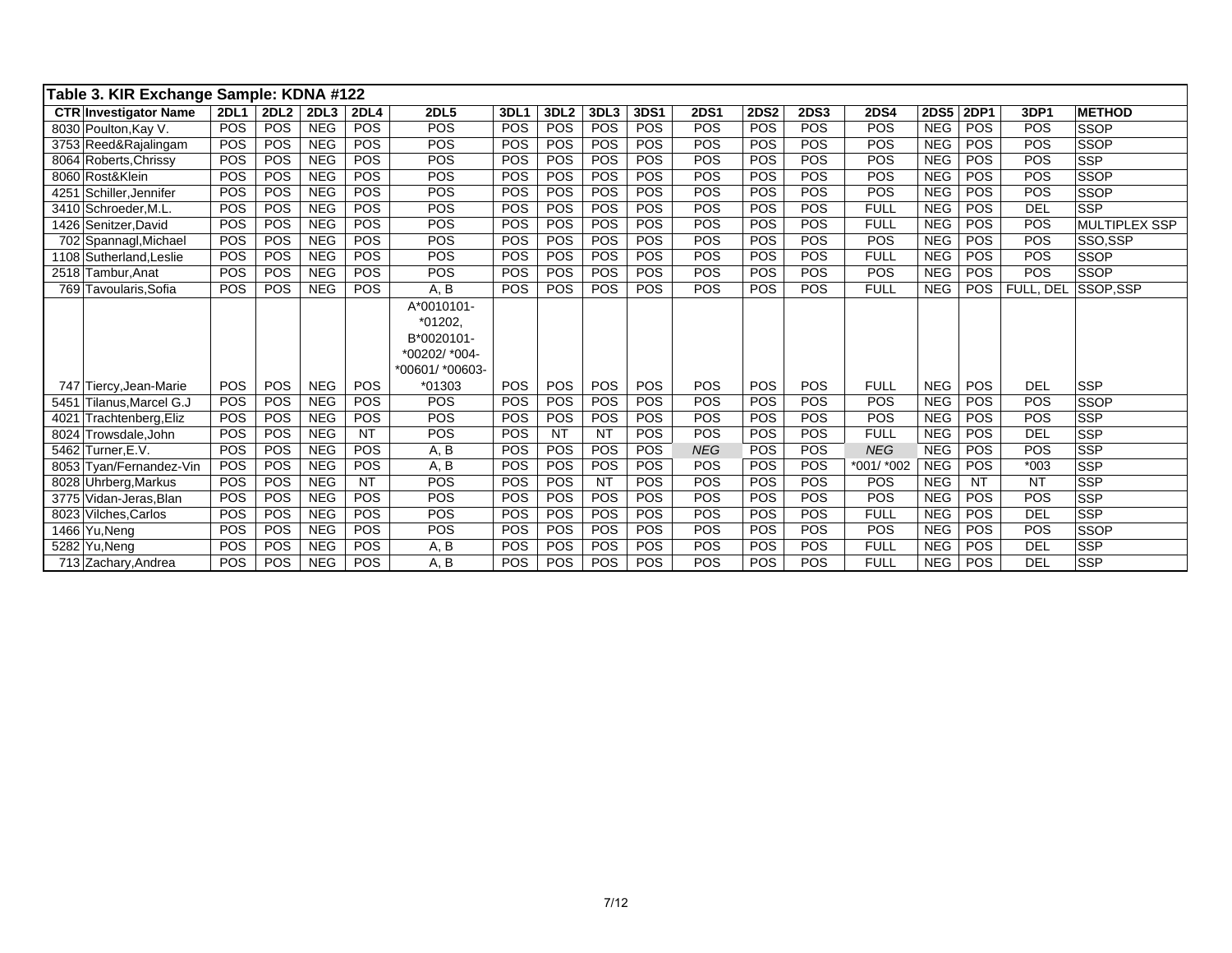| Table 3. KIR Exchange Sample: KDNA #122 | | | | | | | | | | | | | | | | | | |
|---|---|---|---|---|---|---|---|---|---|---|---|---|---|---|---|---|---|---|
| CTR | Investigator Name | 2DL1 | 2DL2 | 2DL3 | 2DL4 | 2DL5 | 3DL1 | 3DL2 | 3DL3 | 3DS1 | 2DS1 | 2DS2 | 2DS3 | 2DS4 | 2DS5 | 2DP1 | 3DP1 | METHOD |
| 8030 | Poulton,Kay V. | POS | POS | NEG | POS | POS | POS | POS | POS | POS | POS | POS | POS | POS | NEG | POS | POS | SSOP |
| 3753 | Reed&Rajalingam | POS | POS | NEG | POS | POS | POS | POS | POS | POS | POS | POS | POS | POS | NEG | POS | POS | SSOP |
| 8064 | Roberts,Chrissy | POS | POS | NEG | POS | POS | POS | POS | POS | POS | POS | POS | POS | POS | NEG | POS | POS | SSP |
| 8060 | Rost&Klein | POS | POS | NEG | POS | POS | POS | POS | POS | POS | POS | POS | POS | POS | NEG | POS | POS | SSOP |
| 4251 | Schiller,Jennifer | POS | POS | NEG | POS | POS | POS | POS | POS | POS | POS | POS | POS | POS | NEG | POS | POS | SSOP |
| 3410 | Schroeder,M.L. | POS | POS | NEG | POS | POS | POS | POS | POS | POS | POS | POS | POS | FULL | NEG | POS | DEL | SSP |
| 1426 | Senitzer,David | POS | POS | NEG | POS | POS | POS | POS | POS | POS | POS | POS | POS | FULL | NEG | POS | POS | MULTIPLEX SSP |
| 702 | Spannagl,Michael | POS | POS | NEG | POS | POS | POS | POS | POS | POS | POS | POS | POS | POS | NEG | POS | POS | SSO,SSP |
| 1108 | Sutherland,Leslie | POS | POS | NEG | POS | POS | POS | POS | POS | POS | POS | POS | POS | FULL | NEG | POS | POS | SSOP |
| 2518 | Tambur,Anat | POS | POS | NEG | POS | POS | POS | POS | POS | POS | POS | POS | POS | POS | NEG | POS | POS | SSOP |
| 769 | Tavoularis,Sofia | POS | POS | NEG | POS | A, B | POS | POS | POS | POS | POS | POS | POS | FULL | NEG | POS | FULL, DEL | SSOP,SSP |
| 747 | Tiercy,Jean-Marie | POS | POS | NEG | POS | A*0010101-*01202, B*0020101-*00202/ *004-*00601/ *00603-*01303 | POS | POS | POS | POS | POS | POS | POS | FULL | NEG | POS | DEL | SSP |
| 5451 | Tilanus,Marcel G.J | POS | POS | NEG | POS | POS | POS | POS | POS | POS | POS | POS | POS | POS | NEG | POS | POS | SSOP |
| 4021 | Trachtenberg,Eliz | POS | POS | NEG | POS | POS | POS | POS | POS | POS | POS | POS | POS | POS | NEG | POS | POS | SSP |
| 8024 | Trowsdale,John | POS | POS | NEG | NT | POS | POS | NT | NT | POS | POS | POS | POS | FULL | NEG | POS | DEL | SSP |
| 5462 | Turner,E.V. | POS | POS | NEG | POS | A, B | POS | POS | POS | POS | *NEG* | POS | POS | *NEG* | NEG | POS | POS | SSP |
| 8053 | Tyan/Fernandez-Vin | POS | POS | NEG | POS | A, B | POS | POS | POS | POS | POS | POS | POS | *001/ *002 | NEG | POS | *003 | SSP |
| 8028 | Uhrberg,Markus | POS | POS | NEG | NT | POS | POS | POS | NT | POS | POS | POS | POS | POS | NEG | NT | NT | SSP |
| 3775 | Vidan-Jeras,Blan | POS | POS | NEG | POS | POS | POS | POS | POS | POS | POS | POS | POS | POS | NEG | POS | POS | SSP |
| 8023 | Vilches,Carlos | POS | POS | NEG | POS | POS | POS | POS | POS | POS | POS | POS | POS | FULL | NEG | POS | DEL | SSP |
| 1466 | Yu,Neng | POS | POS | NEG | POS | POS | POS | POS | POS | POS | POS | POS | POS | POS | NEG | POS | POS | SSOP |
| 5282 | Yu,Neng | POS | POS | NEG | POS | A, B | POS | POS | POS | POS | POS | POS | POS | FULL | NEG | POS | DEL | SSP |
| 713 | Zachary,Andrea | POS | POS | NEG | POS | A, B | POS | POS | POS | POS | POS | POS | POS | FULL | NEG | POS | DEL | SSP |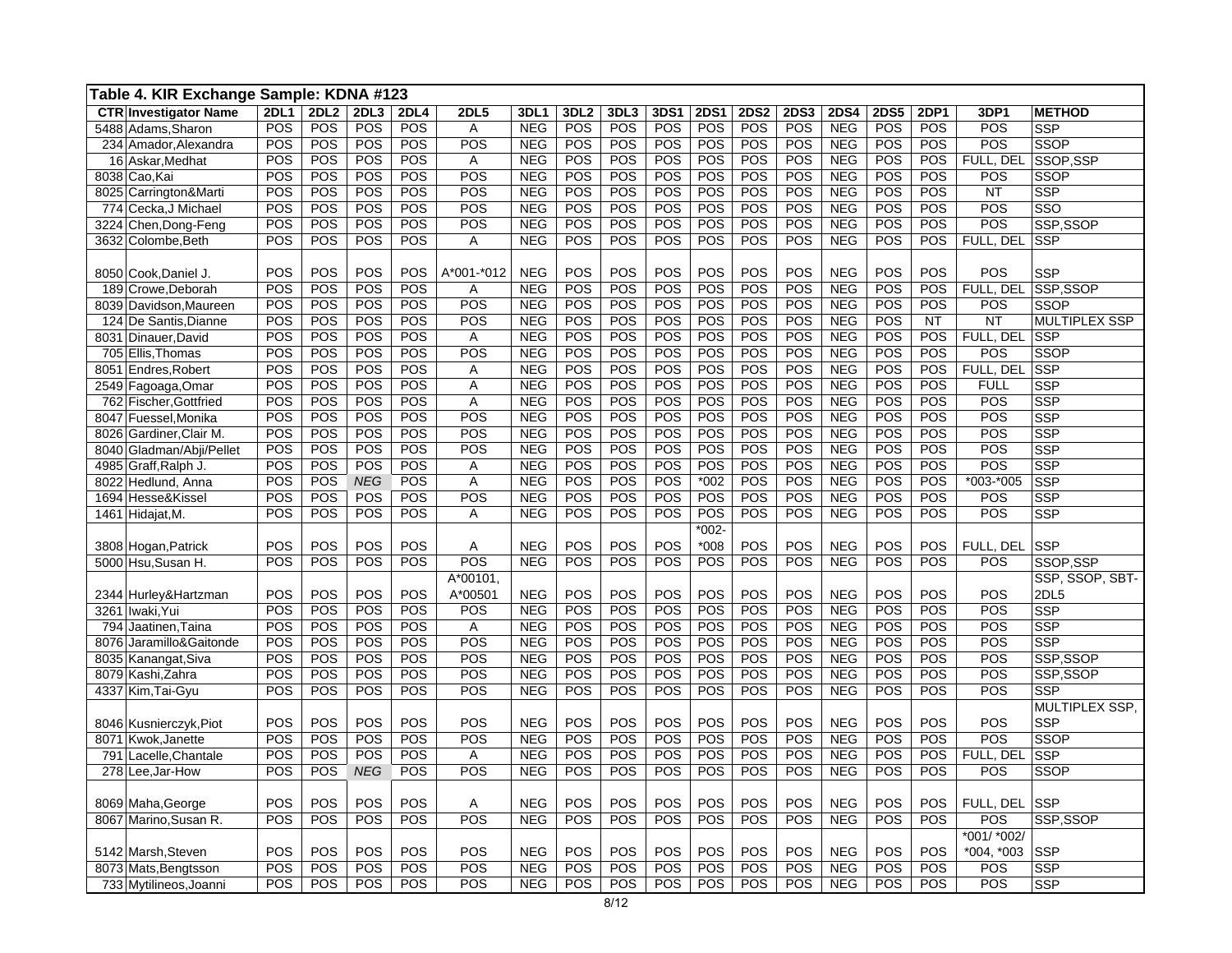**Table 4. KIR Exchange Sample: KDNA #123**

| CTR | Investigator Name | 2DL1 | 2DL2 | 2DL3 | 2DL4 | 2DL5 | 3DL1 | 3DL2 | 3DL3 | 3DS1 | 2DS1 | 2DS2 | 2DS3 | 2DS4 | 2DS5 | 2DP1 | 3DP1 | METHOD |
|---|---|---|---|---|---|---|---|---|---|---|---|---|---|---|---|---|---|---|
| 5488 | Adams,Sharon | POS | POS | POS | POS | A | NEG | POS | POS | POS | POS | POS | POS | NEG | POS | POS | POS | SSP |
| 234 | Amador,Alexandra | POS | POS | POS | POS | POS | NEG | POS | POS | POS | POS | POS | POS | NEG | POS | POS | POS | SSOP |
| 16 | Askar,Medhat | POS | POS | POS | POS | A | NEG | POS | POS | POS | POS | POS | POS | NEG | POS | POS | FULL, DEL | SSOP,SSP |
| 8038 | Cao,Kai | POS | POS | POS | POS | POS | NEG | POS | POS | POS | POS | POS | POS | NEG | POS | POS | POS | SSOP |
| 8025 | Carrington&Marti | POS | POS | POS | POS | POS | NEG | POS | POS | POS | POS | POS | POS | NEG | POS | POS | NT | SSP |
| 774 | Cecka,J Michael | POS | POS | POS | POS | POS | NEG | POS | POS | POS | POS | POS | POS | NEG | POS | POS | POS | SSO |
| 3224 | Chen,Dong-Feng | POS | POS | POS | POS | POS | NEG | POS | POS | POS | POS | POS | POS | NEG | POS | POS | POS | SSP,SSOP |
| 3632 | Colombe,Beth | POS | POS | POS | POS | A | NEG | POS | POS | POS | POS | POS | POS | NEG | POS | POS | FULL, DEL | SSP |
| 8050 | Cook,Daniel J. | POS | POS | POS | POS | A*001-*012 | NEG | POS | POS | POS | POS | POS | POS | NEG | POS | POS | POS | SSP |
| 189 | Crowe,Deborah | POS | POS | POS | POS | A | NEG | POS | POS | POS | POS | POS | POS | NEG | POS | POS | FULL, DEL | SSP,SSOP |
| 8039 | Davidson,Maureen | POS | POS | POS | POS | POS | NEG | POS | POS | POS | POS | POS | POS | NEG | POS | POS | POS | SSOP |
| 124 | De Santis,Dianne | POS | POS | POS | POS | POS | NEG | POS | POS | POS | POS | POS | POS | NEG | POS | NT | NT | MULTIPLEX SSP |
| 8031 | Dinauer,David | POS | POS | POS | POS | A | NEG | POS | POS | POS | POS | POS | POS | NEG | POS | POS | FULL, DEL | SSP |
| 705 | Ellis,Thomas | POS | POS | POS | POS | POS | NEG | POS | POS | POS | POS | POS | POS | NEG | POS | POS | POS | SSOP |
| 8051 | Endres,Robert | POS | POS | POS | POS | A | NEG | POS | POS | POS | POS | POS | POS | NEG | POS | POS | FULL, DEL | SSP |
| 2549 | Fagoaga,Omar | POS | POS | POS | POS | A | NEG | POS | POS | POS | POS | POS | POS | NEG | POS | POS | FULL | SSP |
| 762 | Fischer,Gottfried | POS | POS | POS | POS | A | NEG | POS | POS | POS | POS | POS | POS | NEG | POS | POS | POS | SSP |
| 8047 | Fuessel,Monika | POS | POS | POS | POS | POS | NEG | POS | POS | POS | POS | POS | POS | NEG | POS | POS | POS | SSP |
| 8026 | Gardiner,Clair M. | POS | POS | POS | POS | POS | NEG | POS | POS | POS | POS | POS | POS | NEG | POS | POS | POS | SSP |
| 8040 | Gladman/Abji/Pellet | POS | POS | POS | POS | POS | NEG | POS | POS | POS | POS | POS | POS | NEG | POS | POS | POS | SSP |
| 4985 | Graff,Ralph J. | POS | POS | POS | POS | A | NEG | POS | POS | POS | POS | POS | POS | NEG | POS | POS | POS | SSP |
| 8022 | Hedlund, Anna | POS | POS | *NEG* | POS | A | NEG | POS | POS | POS | *002 | POS | POS | NEG | POS | POS | *003-*005 | SSP |
| 1694 | Hesse&Kissel | POS | POS | POS | POS | POS | NEG | POS | POS | POS | POS | POS | POS | NEG | POS | POS | POS | SSP |
| 1461 | Hidajat,M. | POS | POS | POS | POS | A | NEG | POS | POS | POS | POS | POS | POS | NEG | POS | POS | POS | SSP |
| 3808 | Hogan,Patrick | POS | POS | POS | POS | A | NEG | POS | POS | POS | *002-*008 | POS | POS | NEG | POS | POS | FULL, DEL | SSP |
| 5000 | Hsu,Susan H. | POS | POS | POS | POS | POS | NEG | POS | POS | POS | POS | POS | POS | NEG | POS | POS | POS | SSOP,SSP |
| 2344 | Hurley&Hartzman | POS | POS | POS | POS | A*00101, A*00501 | NEG | POS | POS | POS | POS | POS | POS | NEG | POS | POS | POS | SSP, SSOP, SBT-2DL5 |
| 3261 | Iwaki,Yui | POS | POS | POS | POS | POS | NEG | POS | POS | POS | POS | POS | POS | NEG | POS | POS | POS | SSP |
| 794 | Jaatinen,Taina | POS | POS | POS | POS | A | NEG | POS | POS | POS | POS | POS | POS | NEG | POS | POS | POS | SSP |
| 8076 | Jaramillo&Gaitonde | POS | POS | POS | POS | POS | NEG | POS | POS | POS | POS | POS | POS | NEG | POS | POS | POS | SSP |
| 8035 | Kanangat,Siva | POS | POS | POS | POS | POS | NEG | POS | POS | POS | POS | POS | POS | NEG | POS | POS | POS | SSP,SSOP |
| 8079 | Kashi,Zahra | POS | POS | POS | POS | POS | NEG | POS | POS | POS | POS | POS | POS | NEG | POS | POS | POS | SSP,SSOP |
| 4337 | Kim,Tai-Gyu | POS | POS | POS | POS | POS | NEG | POS | POS | POS | POS | POS | POS | NEG | POS | POS | POS | SSP |
| 8046 | Kusnierczyk,Piot | POS | POS | POS | POS | POS | NEG | POS | POS | POS | POS | POS | POS | NEG | POS | POS | POS | MULTIPLEX SSP, SSP |
| 8071 | Kwok,Janette | POS | POS | POS | POS | POS | NEG | POS | POS | POS | POS | POS | POS | NEG | POS | POS | POS | SSOP |
| 791 | Lacelle,Chantale | POS | POS | POS | POS | A | NEG | POS | POS | POS | POS | POS | POS | NEG | POS | POS | FULL, DEL | SSP |
| 278 | Lee,Jar-How | POS | POS | *NEG* | POS | POS | NEG | POS | POS | POS | POS | POS | POS | NEG | POS | POS | POS | SSOP |
| 8069 | Maha,George | POS | POS | POS | POS | A | NEG | POS | POS | POS | POS | POS | POS | NEG | POS | POS | FULL, DEL | SSP |
| 8067 | Marino,Susan R. | POS | POS | POS | POS | POS | NEG | POS | POS | POS | POS | POS | POS | NEG | POS | POS | POS | SSP,SSOP |
| 5142 | Marsh,Steven | POS | POS | POS | POS | POS | NEG | POS | POS | POS | POS | POS | POS | NEG | POS | POS | *001/ *002/ *004, *003 | SSP |
| 8073 | Mats,Bengtsson | POS | POS | POS | POS | POS | NEG | POS | POS | POS | POS | POS | POS | NEG | POS | POS | POS | SSP |
| 733 | Mytilineos,Joanni | POS | POS | POS | POS | POS | NEG | POS | POS | POS | POS | POS | POS | NEG | POS | POS | POS | SSP |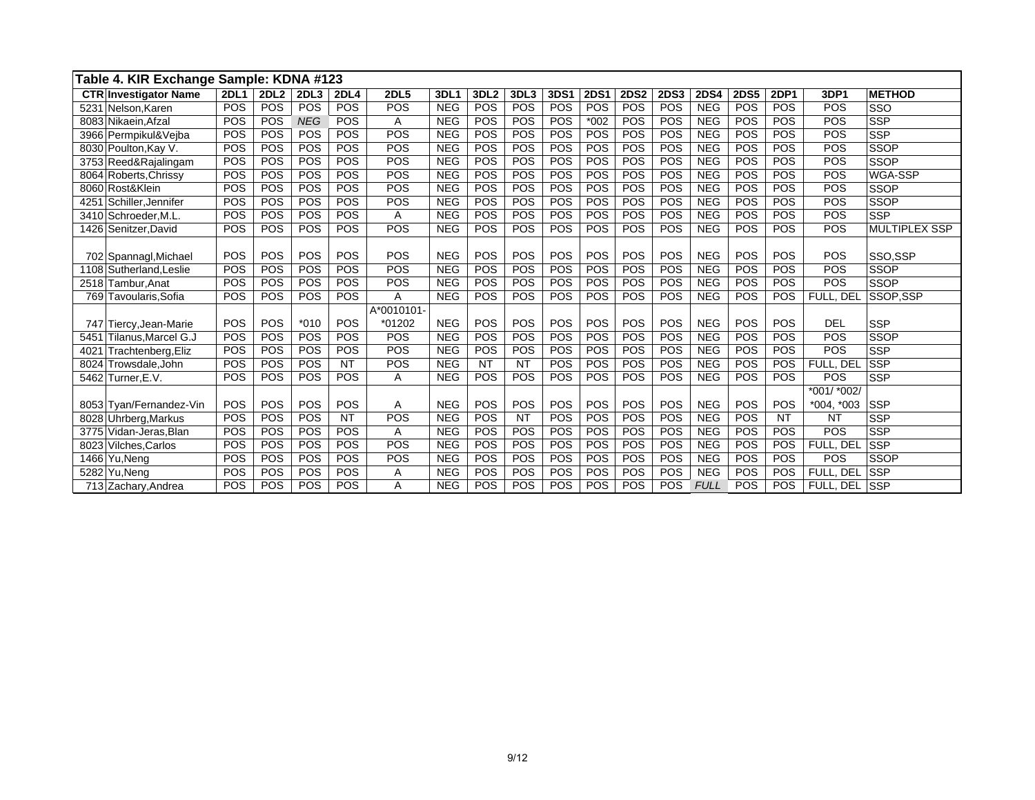**Table 4. KIR Exchange Sample: KDNA #123**

| CTR | Investigator Name | 2DL1 | 2DL2 | 2DL3 | 2DL4 | 2DL5 | 3DL1 | 3DL2 | 3DL3 | 3DS1 | 2DS1 | 2DS2 | 2DS3 | 2DS4 | 2DS5 | 2DP1 | 3DP1 | METHOD |
|---|---|---|---|---|---|---|---|---|---|---|---|---|---|---|---|---|---|---|
| 5231 | Nelson,Karen | POS | POS | POS | POS | POS | NEG | POS | POS | POS | POS | POS | POS | NEG | POS | POS | POS | SSO |
| 8083 | Nikaein,Afzal | POS | POS | *NEG* | POS | A | NEG | POS | POS | POS | *002 | POS | POS | NEG | POS | POS | POS | SSP |
| 3966 | Permpikul&Vejba | POS | POS | POS | POS | POS | NEG | POS | POS | POS | POS | POS | POS | NEG | POS | POS | POS | SSP |
| 8030 | Poulton,Kay V. | POS | POS | POS | POS | POS | NEG | POS | POS | POS | POS | POS | POS | NEG | POS | POS | POS | SSOP |
| 3753 | Reed&Rajalingam | POS | POS | POS | POS | POS | NEG | POS | POS | POS | POS | POS | POS | NEG | POS | POS | POS | SSOP |
| 8064 | Roberts,Chrissy | POS | POS | POS | POS | POS | NEG | POS | POS | POS | POS | POS | POS | NEG | POS | POS | POS | WGA-SSP |
| 8060 | Rost&Klein | POS | POS | POS | POS | POS | NEG | POS | POS | POS | POS | POS | POS | NEG | POS | POS | POS | SSOP |
| 4251 | Schiller,Jennifer | POS | POS | POS | POS | POS | NEG | POS | POS | POS | POS | POS | POS | NEG | POS | POS | POS | SSOP |
| 3410 | Schroeder,M.L. | POS | POS | POS | POS | A | NEG | POS | POS | POS | POS | POS | POS | NEG | POS | POS | POS | SSP |
| 1426 | Senitzer,David | POS | POS | POS | POS | POS | NEG | POS | POS | POS | POS | POS | POS | NEG | POS | POS | POS | MULTIPLEX SSP |
| 702 | Spannagl,Michael | POS | POS | POS | POS | POS | NEG | POS | POS | POS | POS | POS | POS | NEG | POS | POS | POS | SSO,SSP |
| 1108 | Sutherland,Leslie | POS | POS | POS | POS | POS | NEG | POS | POS | POS | POS | POS | POS | NEG | POS | POS | POS | SSOP |
| 2518 | Tambur,Anat | POS | POS | POS | POS | POS | NEG | POS | POS | POS | POS | POS | POS | NEG | POS | POS | POS | SSOP |
| 769 | Tavoularis,Sofia | POS | POS | POS | POS | A | NEG | POS | POS | POS | POS | POS | POS | NEG | POS | POS | FULL, DEL | SSOP,SSP |
| 747 | Tiercy,Jean-Marie | POS | POS | *010 | POS | A*0010101-*01202 | NEG | POS | POS | POS | POS | POS | POS | NEG | POS | POS | DEL | SSP |
| 5451 | Tilanus,Marcel G.J | POS | POS | POS | POS | POS | NEG | POS | POS | POS | POS | POS | POS | NEG | POS | POS | POS | SSOP |
| 4021 | Trachtenberg,Eliz | POS | POS | POS | POS | POS | NEG | POS | POS | POS | POS | POS | POS | NEG | POS | POS | POS | SSP |
| 8024 | Trowsdale,John | POS | POS | POS | NT | POS | NEG | NT | NT | POS | POS | POS | POS | NEG | POS | POS | FULL, DEL | SSP |
| 5462 | Turner,E.V. | POS | POS | POS | POS | A | NEG | POS | POS | POS | POS | POS | POS | NEG | POS | POS | POS | SSP |
| 8053 | Tyan/Fernandez-Vin | POS | POS | POS | POS | A | NEG | POS | POS | POS | POS | POS | POS | NEG | POS | POS | *001/ *002/ *004, *003 | SSP |
| 8028 | Uhrberg,Markus | POS | POS | POS | NT | POS | NEG | POS | NT | POS | POS | POS | POS | NEG | POS | NT | NT | SSP |
| 3775 | Vidan-Jeras,Blan | POS | POS | POS | POS | A | NEG | POS | POS | POS | POS | POS | POS | NEG | POS | POS | POS | SSP |
| 8023 | Vilches,Carlos | POS | POS | POS | POS | POS | NEG | POS | POS | POS | POS | POS | POS | NEG | POS | POS | FULL, DEL | SSP |
| 1466 | Yu,Neng | POS | POS | POS | POS | POS | NEG | POS | POS | POS | POS | POS | POS | NEG | POS | POS | POS | SSOP |
| 5282 | Yu,Neng | POS | POS | POS | POS | A | NEG | POS | POS | POS | POS | POS | POS | NEG | POS | POS | FULL, DEL | SSP |
| 713 | Zachary,Andrea | POS | POS | POS | POS | A | NEG | POS | POS | POS | POS | POS | POS | *FULL* | POS | POS | FULL, DEL | SSP |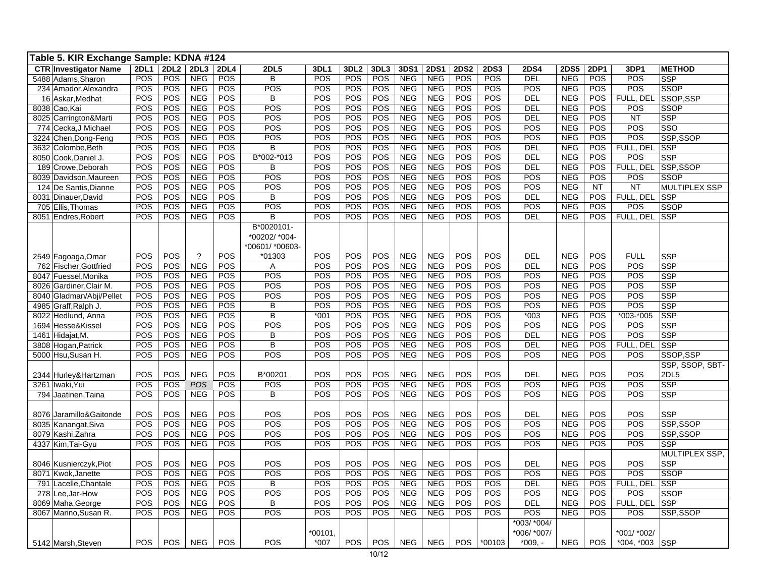# Table 5. KIR Exchange Sample: KDNA #124

| CTR | Investigator Name | 2DL1 | 2DL2 | 2DL3 | 2DL4 | 2DL5 | 3DL1 | 3DL2 | 3DL3 | 3DS1 | 2DS1 | 2DS2 | 2DS3 | 2DS4 | 2DS5 | 2DP1 | 3DP1 | METHOD |
|---|---|---|---|---|---|---|---|---|---|---|---|---|---|---|---|---|---|---|
| 5488 | Adams,Sharon | POS | POS | NEG | POS | B | POS | POS | POS | NEG | NEG | POS | POS | DEL | NEG | POS | POS | SSP |
| 234 | Amador,Alexandra | POS | POS | NEG | POS | POS | POS | POS | POS | NEG | NEG | POS | POS | POS | NEG | POS | POS | SSOP |
| 16 | Askar,Medhat | POS | POS | NEG | POS | B | POS | POS | POS | NEG | NEG | POS | POS | DEL | NEG | POS | FULL, DEL | SSOP,SSP |
| 8038 | Cao,Kai | POS | POS | NEG | POS | POS | POS | POS | POS | NEG | NEG | POS | POS | DEL | NEG | POS | POS | SSOP |
| 8025 | Carrington&Marti | POS | POS | NEG | POS | POS | POS | POS | POS | NEG | NEG | POS | POS | DEL | NEG | POS | NT | SSP |
| 774 | Cecka,J Michael | POS | POS | NEG | POS | POS | POS | POS | POS | NEG | NEG | POS | POS | POS | NEG | POS | POS | SSO |
| 3224 | Chen,Dong-Feng | POS | POS | NEG | POS | POS | POS | POS | POS | NEG | NEG | POS | POS | POS | NEG | POS | POS | SSP,SSOP |
| 3632 | Colombe,Beth | POS | POS | NEG | POS | B | POS | POS | POS | NEG | NEG | POS | POS | DEL | NEG | POS | FULL, DEL | SSP |
| 8050 | Cook,Daniel J. | POS | POS | NEG | POS | B*002-*013 | POS | POS | POS | NEG | NEG | POS | POS | DEL | NEG | POS | POS | SSP |
| 189 | Crowe,Deborah | POS | POS | NEG | POS | B | POS | POS | POS | NEG | NEG | POS | POS | DEL | NEG | POS | FULL, DEL | SSP,SSOP |
| 8039 | Davidson,Maureen | POS | POS | NEG | POS | POS | POS | POS | POS | NEG | NEG | POS | POS | POS | NEG | POS | POS | SSOP |
| 124 | De Santis,Dianne | POS | POS | NEG | POS | POS | POS | POS | POS | NEG | NEG | POS | POS | POS | NEG | NT | NT | MULTIPLEX SSP |
| 8031 | Dinauer,David | POS | POS | NEG | POS | B | POS | POS | POS | NEG | NEG | POS | POS | DEL | NEG | POS | FULL, DEL | SSP |
| 705 | Ellis,Thomas | POS | POS | NEG | POS | POS | POS | POS | POS | NEG | NEG | POS | POS | POS | NEG | POS | POS | SSOP |
| 8051 | Endres,Robert | POS | POS | NEG | POS | B | POS | POS | POS | NEG | NEG | POS | POS | DEL | NEG | POS | FULL, DEL | SSP |
| 2549 | Fagoaga,Omar | POS | POS | ? | POS | B*0020101- *00202/ *004- *00601/ *00603- *01303 | POS | POS | POS | NEG | NEG | POS | POS | DEL | NEG | POS | FULL | SSP |
| 762 | Fischer,Gottfried | POS | POS | NEG | POS | A | POS | POS | POS | NEG | NEG | POS | POS | DEL | NEG | POS | POS | SSP |
| 8047 | Fuessel,Monika | POS | POS | NEG | POS | POS | POS | POS | POS | NEG | NEG | POS | POS | POS | NEG | POS | POS | SSP |
| 8026 | Gardiner,Clair M. | POS | POS | NEG | POS | POS | POS | POS | POS | NEG | NEG | POS | POS | POS | NEG | POS | POS | SSP |
| 8040 | Gladman/Abji/Pellet | POS | POS | NEG | POS | POS | POS | POS | POS | NEG | NEG | POS | POS | POS | NEG | POS | POS | SSP |
| 4985 | Graff,Ralph J. | POS | POS | NEG | POS | B | POS | POS | POS | NEG | NEG | POS | POS | POS | NEG | POS | POS | SSP |
| 8022 | Hedlund, Anna | POS | POS | NEG | POS | B | *001 | POS | POS | NEG | NEG | POS | POS | *003 | NEG | POS | *003-*005 | SSP |
| 1694 | Hesse&Kissel | POS | POS | NEG | POS | POS | POS | POS | POS | NEG | NEG | POS | POS | POS | NEG | POS | POS | SSP |
| 1461 | Hidajat,M. | POS | POS | NEG | POS | B | POS | POS | POS | NEG | NEG | POS | POS | DEL | NEG | POS | POS | SSP |
| 3808 | Hogan,Patrick | POS | POS | NEG | POS | B | POS | POS | POS | NEG | NEG | POS | POS | DEL | NEG | POS | FULL, DEL | SSP |
| 5000 | Hsu,Susan H. | POS | POS | NEG | POS | POS | POS | POS | POS | NEG | NEG | POS | POS | POS | NEG | POS | POS | SSOP,SSP |
| 2344 | Hurley&Hartzman | POS | POS | NEG | POS | B*00201 | POS | POS | POS | NEG | NEG | POS | POS | DEL | NEG | POS | POS | SSP, SSOP, SBT-2DL5 |
| 3261 | Iwaki,Yui | POS | POS | *POS* | POS | POS | POS | POS | POS | NEG | NEG | POS | POS | POS | NEG | POS | POS | SSP |
| 794 | Jaatinen,Taina | POS | POS | NEG | POS | B | POS | POS | POS | NEG | NEG | POS | POS | POS | NEG | POS | POS | SSP |
| 8076 | Jaramillo&Gaitonde | POS | POS | NEG | POS | POS | POS | POS | POS | NEG | NEG | POS | POS | DEL | NEG | POS | POS | SSP |
| 8035 | Kanangat,Siva | POS | POS | NEG | POS | POS | POS | POS | POS | NEG | NEG | POS | POS | POS | NEG | POS | POS | SSP,SSOP |
| 8079 | Kashi,Zahra | POS | POS | NEG | POS | POS | POS | POS | POS | NEG | NEG | POS | POS | POS | NEG | POS | POS | SSP,SSOP |
| 4337 | Kim,Tai-Gyu | POS | POS | NEG | POS | POS | POS | POS | POS | NEG | NEG | POS | POS | POS | NEG | POS | POS | SSP |
| 8046 | Kusnierczyk,Piot | POS | POS | NEG | POS | POS | POS | POS | POS | NEG | NEG | POS | POS | DEL | NEG | POS | POS | MULTIPLEX SSP, SSP |
| 8071 | Kwok,Janette | POS | POS | NEG | POS | POS | POS | POS | POS | NEG | NEG | POS | POS | POS | NEG | POS | POS | SSOP |
| 791 | Lacelle,Chantale | POS | POS | NEG | POS | B | POS | POS | POS | NEG | NEG | POS | POS | DEL | NEG | POS | FULL, DEL | SSP |
| 278 | Lee,Jar-How | POS | POS | NEG | POS | POS | POS | POS | POS | NEG | NEG | POS | POS | POS | NEG | POS | POS | SSOP |
| 8069 | Maha,George | POS | POS | NEG | POS | B | POS | POS | POS | NEG | NEG | POS | POS | DEL | NEG | POS | FULL, DEL | SSP |
| 8067 | Marino,Susan R. | POS | POS | NEG | POS | POS | POS | POS | POS | NEG | NEG | POS | POS | POS | NEG | POS | POS | SSP,SSOP |
| 5142 | Marsh,Steven | POS | POS | NEG | POS | POS | *00101, *007 | POS | POS | NEG | NEG | POS | *00103 | *003/ *004/ *006/ *007/ *009, - | NEG | POS | *001/ *002/ *004, *003 | SSP |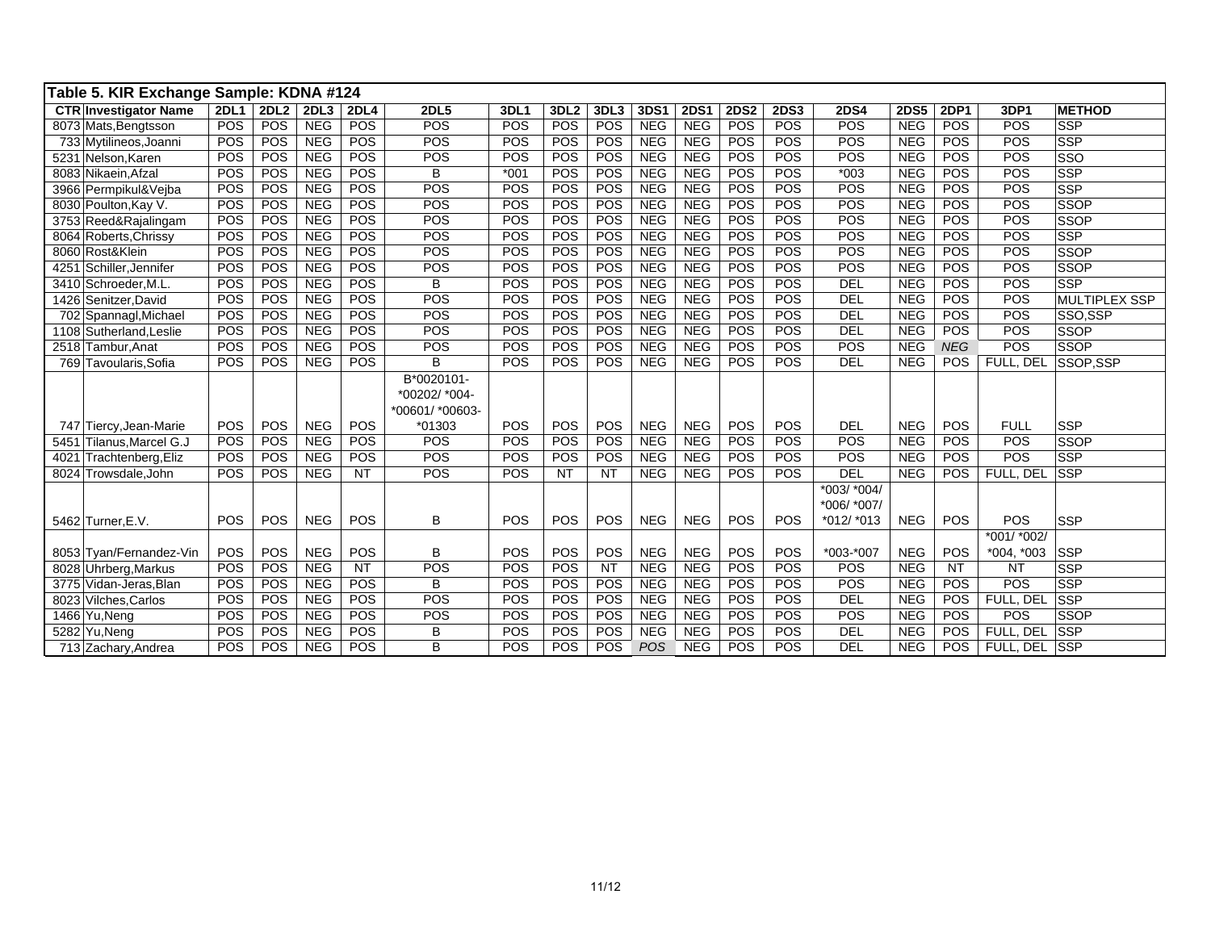**Table 5. KIR Exchange Sample: KDNA #124**

| CTR | Investigator Name | 2DL1 | 2DL2 | 2DL3 | 2DL4 | 2DL5 | 3DL1 | 3DL2 | 3DL3 | 3DS1 | 2DS1 | 2DS2 | 2DS3 | 2DS4 | 2DS5 | 2DP1 | 3DP1 | METHOD |
|---|---|---|---|---|---|---|---|---|---|---|---|---|---|---|---|---|---|---|
| 8073 | Mats,Bengtsson | POS | POS | NEG | POS | POS | POS | POS | POS | NEG | NEG | POS | POS | POS | NEG | POS | POS | SSP |
| 733 | Mytilineos,Joanni | POS | POS | NEG | POS | POS | POS | POS | POS | NEG | NEG | POS | POS | POS | NEG | POS | POS | SSP |
| 5231 | Nelson,Karen | POS | POS | NEG | POS | POS | POS | POS | POS | NEG | NEG | POS | POS | POS | NEG | POS | POS | SSO |
| 8083 | Nikaein,Afzal | POS | POS | NEG | POS | B | *001 | POS | POS | NEG | NEG | POS | POS | *003 | NEG | POS | POS | SSP |
| 3966 | Permpikul&Vejba | POS | POS | NEG | POS | POS | POS | POS | POS | NEG | NEG | POS | POS | POS | NEG | POS | POS | SSP |
| 8030 | Poulton,Kay V. | POS | POS | NEG | POS | POS | POS | POS | POS | NEG | NEG | POS | POS | POS | NEG | POS | POS | SSOP |
| 3753 | Reed&Rajalingam | POS | POS | NEG | POS | POS | POS | POS | POS | NEG | NEG | POS | POS | POS | NEG | POS | POS | SSOP |
| 8064 | Roberts,Chrissy | POS | POS | NEG | POS | POS | POS | POS | POS | NEG | NEG | POS | POS | POS | NEG | POS | POS | SSP |
| 8060 | Rost&Klein | POS | POS | NEG | POS | POS | POS | POS | POS | NEG | NEG | POS | POS | POS | NEG | POS | POS | SSOP |
| 4251 | Schiller,Jennifer | POS | POS | NEG | POS | POS | POS | POS | POS | NEG | NEG | POS | POS | POS | NEG | POS | POS | SSOP |
| 3410 | Schroeder,M.L. | POS | POS | NEG | POS | B | POS | POS | POS | NEG | NEG | POS | POS | DEL | NEG | POS | POS | SSP |
| 1426 | Senitzer,David | POS | POS | NEG | POS | POS | POS | POS | POS | NEG | NEG | POS | POS | DEL | NEG | POS | POS | MULTIPLEX SSP |
| 702 | Spannagl,Michael | POS | POS | NEG | POS | POS | POS | POS | POS | NEG | NEG | POS | POS | DEL | NEG | POS | POS | SSO,SSP |
| 1108 | Sutherland,Leslie | POS | POS | NEG | POS | POS | POS | POS | POS | NEG | NEG | POS | POS | DEL | NEG | POS | POS | SSOP |
| 2518 | Tambur,Anat | POS | POS | NEG | POS | POS | POS | POS | POS | NEG | NEG | POS | POS | POS | NEG | *NEG* | POS | SSOP |
| 769 | Tavoularis,Sofia | POS | POS | NEG | POS | B | POS | POS | POS | NEG | NEG | POS | POS | DEL | NEG | POS | FULL, DEL | SSOP,SSP |
| 747 | Tiercy,Jean-Marie | POS | POS | NEG | POS | B*0020101- *00202/ *004- *00601/ *00603- *01303 | POS | POS | POS | NEG | NEG | POS | POS | DEL | NEG | POS | FULL | SSP |
| 5451 | Tilanus,Marcel G.J | POS | POS | NEG | POS | POS | POS | POS | POS | NEG | NEG | POS | POS | POS | NEG | POS | POS | SSOP |
| 4021 | Trachtenberg,Eliz | POS | POS | NEG | POS | POS | POS | POS | POS | NEG | NEG | POS | POS | POS | NEG | POS | POS | SSP |
| 8024 | Trowsdale,John | POS | POS | NEG | NT | POS | POS | NT | NT | NEG | NEG | POS | POS | DEL | NEG | POS | FULL, DEL | SSP |
| 5462 | Turner,E.V. | POS | POS | NEG | POS | B | POS | POS | POS | NEG | NEG | POS | POS | *003/ *004/ *006/ *007/ *012/ *013 | NEG | POS | POS | SSP |
| 8053 | Tyan/Fernandez-Vin | POS | POS | NEG | POS | B | POS | POS | POS | NEG | NEG | POS | POS | *003-*007 | NEG | POS | *001/ *002/ *004, *003 | SSP |
| 8028 | Uhrberg,Markus | POS | POS | NEG | NT | POS | POS | POS | NT | NEG | NEG | POS | POS | POS | NEG | NT | NT | SSP |
| 3775 | Vidan-Jeras,Blan | POS | POS | NEG | POS | B | POS | POS | POS | NEG | NEG | POS | POS | POS | NEG | POS | POS | SSP |
| 8023 | Vilches,Carlos | POS | POS | NEG | POS | POS | POS | POS | POS | NEG | NEG | POS | POS | DEL | NEG | POS | FULL, DEL | SSP |
| 1466 | Yu,Neng | POS | POS | NEG | POS | POS | POS | POS | POS | NEG | NEG | POS | POS | POS | NEG | POS | POS | SSOP |
| 5282 | Yu,Neng | POS | POS | NEG | POS | B | POS | POS | POS | NEG | NEG | POS | POS | DEL | NEG | POS | FULL, DEL | SSP |
| 713 | Zachary,Andrea | POS | POS | NEG | POS | B | POS | POS | POS | *POS* | NEG | POS | POS | DEL | NEG | POS | FULL, DEL | SSP |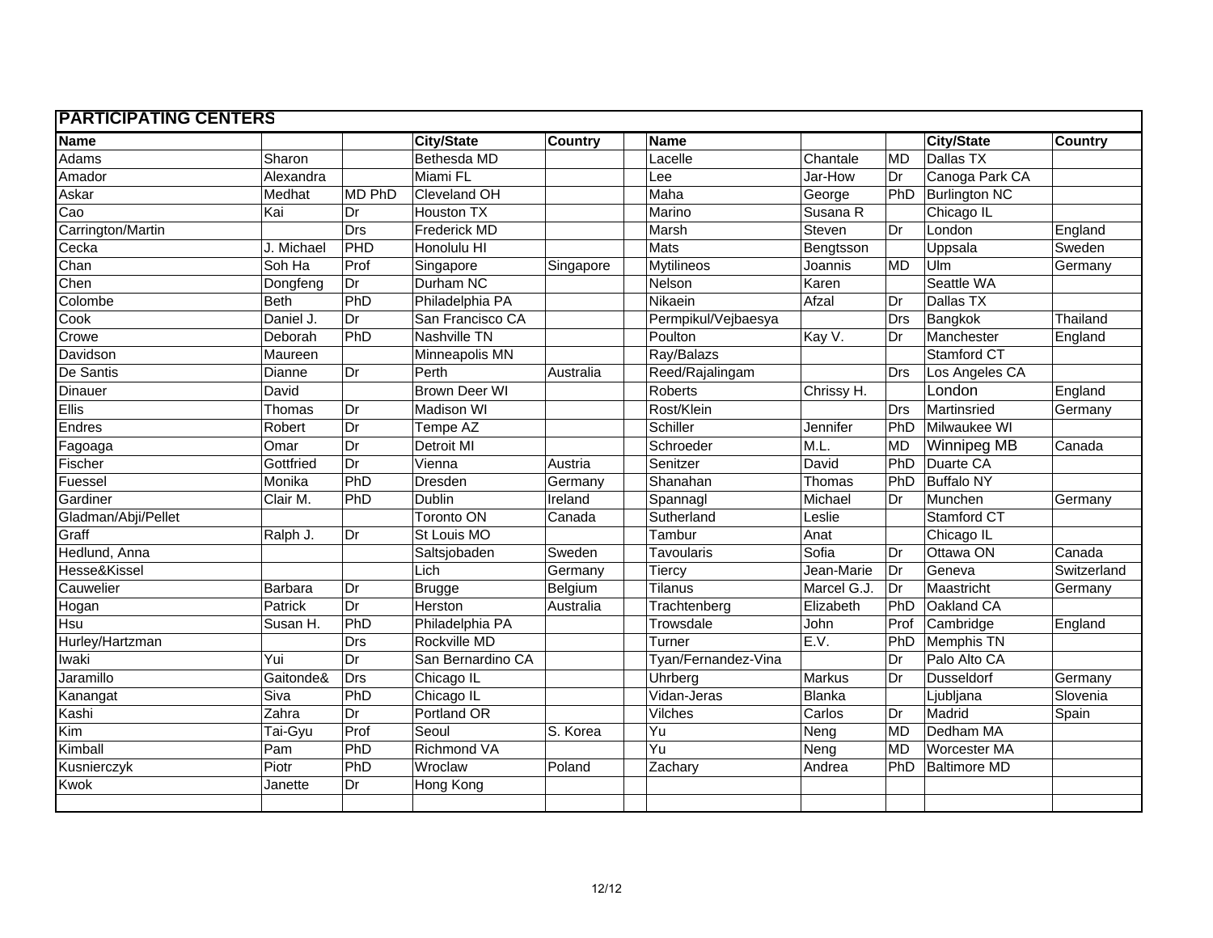**PARTICIPATING CENTERS**

| Name | | | City/State | Country | | Name | | | City/State | Country |
|---|---|---|---|---|---|---|---|---|---|---|
| Adams | Sharon | | Bethesda MD | | | Lacelle | Chantale | MD | Dallas TX | |
| Amador | Alexandra | | Miami FL | | | Lee | Jar-How | Dr | Canoga Park CA | |
| Askar | Medhat | MD PhD | Cleveland OH | | | Maha | George | PhD | Burlington NC | |
| Cao | Kai | Dr | Houston TX | | | Marino | Susana R | | Chicago IL | |
| Carrington/Martin | | Drs | Frederick MD | | | Marsh | Steven | Dr | London | England |
| Cecka | J. Michael | PHD | Honolulu HI | | | Mats | Bengtsson | | Uppsala | Sweden |
| Chan | Soh Ha | Prof | Singapore | Singapore | | Mytilineos | Joannis | MD | Ulm | Germany |
| Chen | Dongfeng | Dr | Durham NC | | | Nelson | Karen | | Seattle WA | |
| Colombe | Beth | PhD | Philadelphia PA | | | Nikaein | Afzal | Dr | Dallas TX | |
| Cook | Daniel J. | Dr | San Francisco CA | | | Permpikul/Vejbaesya | | Drs | Bangkok | Thailand |
| Crowe | Deborah | PhD | Nashville TN | | | Poulton | Kay V. | Dr | Manchester | England |
| Davidson | Maureen | | Minneapolis MN | | | Ray/Balazs | | | Stamford CT | |
| De Santis | Dianne | Dr | Perth | Australia | | Reed/Rajalingam | | Drs | Los Angeles CA | |
| Dinauer | David | | Brown Deer WI | | | Roberts | Chrissy H. | | London | England |
| Ellis | Thomas | Dr | Madison WI | | | Rost/Klein | | Drs | Martinsried | Germany |
| Endres | Robert | Dr | Tempe AZ | | | Schiller | Jennifer | PhD | Milwaukee WI | |
| Fagoaga | Omar | Dr | Detroit MI | | | Schroeder | M.L. | MD | Winnipeg MB | Canada |
| Fischer | Gottfried | Dr | Vienna | Austria | | Senitzer | David | PhD | Duarte CA | |
| Fuessel | Monika | PhD | Dresden | Germany | | Shanahan | Thomas | PhD | Buffalo NY | |
| Gardiner | Clair M. | PhD | Dublin | Ireland | | Spannagl | Michael | Dr | Munchen | Germany |
| Gladman/Abji/Pellet | | | Toronto ON | Canada | | Sutherland | Leslie | | Stamford CT | |
| Graff | Ralph J. | Dr | St Louis MO | | | Tambur | Anat | | Chicago IL | |
| Hedlund, Anna | | | Saltsjobaden | Sweden | | Tavoularis | Sofia | Dr | Ottawa ON | Canada |
| Hesse&Kissel | | | Lich | Germany | | Tiercy | Jean-Marie | Dr | Geneva | Switzerland |
| Cauwelier | Barbara | Dr | Brugge | Belgium | | Tilanus | Marcel G.J. | Dr | Maastricht | Germany |
| Hogan | Patrick | Dr | Herston | Australia | | Trachtenberg | Elizabeth | PhD | Oakland CA | |
| Hsu | Susan H. | PhD | Philadelphia PA | | | Trowsdale | John | Prof | Cambridge | England |
| Hurley/Hartzman | | Drs | Rockville MD | | | Turner | E.V. | PhD | Memphis TN | |
| Iwaki | Yui | Dr | San Bernardino CA | | | Tyan/Fernandez-Vina | | Dr | Palo Alto CA | |
| Jaramillo | Gaitonde& | Drs | Chicago IL | | | Uhrberg | Markus | Dr | Dusseldorf | Germany |
| Kanangat | Siva | PhD | Chicago IL | | | Vidan-Jeras | Blanka | | Ljubljana | Slovenia |
| Kashi | Zahra | Dr | Portland OR | | | Vilches | Carlos | Dr | Madrid | Spain |
| Kim | Tai-Gyu | Prof | Seoul | S. Korea | | Yu | Neng | MD | Dedham MA | |
| Kimball | Pam | PhD | Richmond VA | | | Yu | Neng | MD | Worcester MA | |
| Kusnierczyk | Piotr | PhD | Wroclaw | Poland | | Zachary | Andrea | PhD | Baltimore MD | |
| Kwok | Janette | Dr | Hong Kong | | | | | | | |